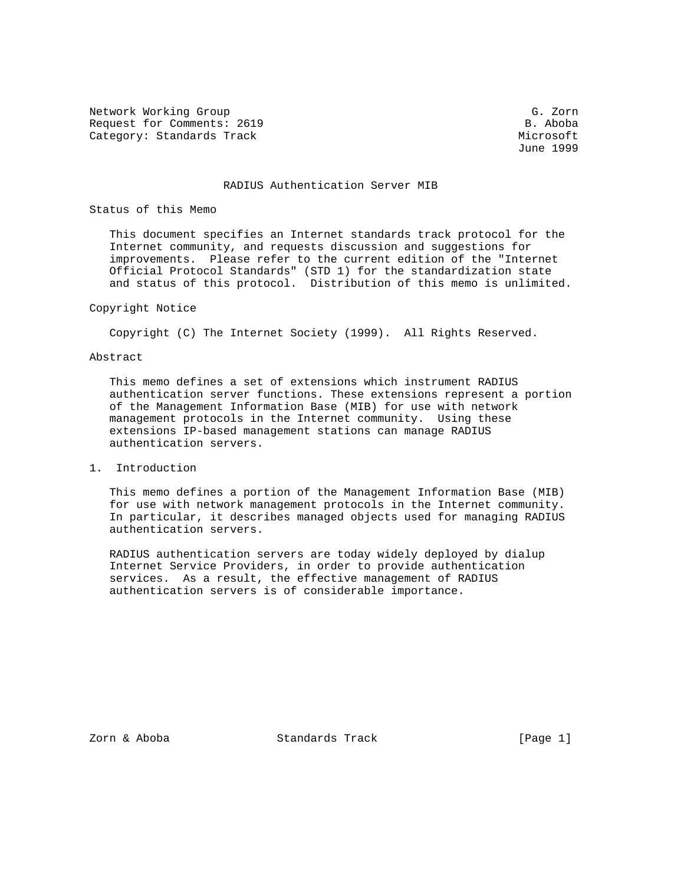Network Working Group G. Zorn
Request for Comments: 2619 B. Aboba
Category: Standards Track Microsoft
June 1999

# RADIUS Authentication Server MIB

## Status of this Memo

This document specifies an Internet standards track protocol for the Internet community, and requests discussion and suggestions for improvements. Please refer to the current edition of the "Internet Official Protocol Standards" (STD 1) for the standardization state and status of this protocol. Distribution of this memo is unlimited.

## Copyright Notice

Copyright (C) The Internet Society (1999). All Rights Reserved.

## Abstract

This memo defines a set of extensions which instrument RADIUS authentication server functions. These extensions represent a portion of the Management Information Base (MIB) for use with network management protocols in the Internet community. Using these extensions IP-based management stations can manage RADIUS authentication servers.

## 1. Introduction

This memo defines a portion of the Management Information Base (MIB) for use with network management protocols in the Internet community. In particular, it describes managed objects used for managing RADIUS authentication servers.

RADIUS authentication servers are today widely deployed by dialup Internet Service Providers, in order to provide authentication services. As a result, the effective management of RADIUS authentication servers is of considerable importance.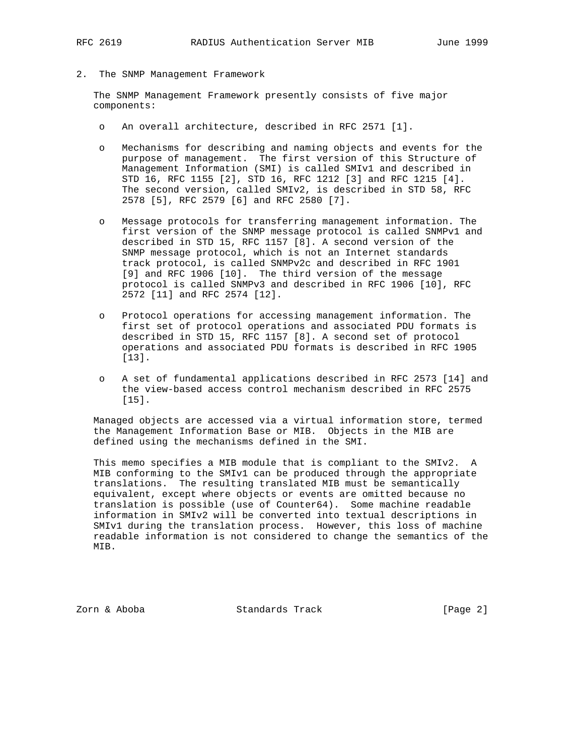## 2. The SNMP Management Framework

The SNMP Management Framework presently consists of five major components:

- An overall architecture, described in RFC 2571 [1].

- Mechanisms for describing and naming objects and events for the purpose of management. The first version of this Structure of Management Information (SMI) is called SMIv1 and described in STD 16, RFC 1155 [2], STD 16, RFC 1212 [3] and RFC 1215 [4]. The second version, called SMIv2, is described in STD 58, RFC 2578 [5], RFC 2579 [6] and RFC 2580 [7].

- Message protocols for transferring management information. The first version of the SNMP message protocol is called SNMPv1 and described in STD 15, RFC 1157 [8]. A second version of the SNMP message protocol, which is not an Internet standards track protocol, is called SNMPv2c and described in RFC 1901 [9] and RFC 1906 [10]. The third version of the message protocol is called SNMPv3 and described in RFC 1906 [10], RFC 2572 [11] and RFC 2574 [12].

- Protocol operations for accessing management information. The first set of protocol operations and associated PDU formats is described in STD 15, RFC 1157 [8]. A second set of protocol operations and associated PDU formats is described in RFC 1905 [13].

- A set of fundamental applications described in RFC 2573 [14] and the view-based access control mechanism described in RFC 2575 [15].

Managed objects are accessed via a virtual information store, termed the Management Information Base or MIB. Objects in the MIB are defined using the mechanisms defined in the SMI.

This memo specifies a MIB module that is compliant to the SMIv2. A MIB conforming to the SMIv1 can be produced through the appropriate translations. The resulting translated MIB must be semantically equivalent, except where objects or events are omitted because no translation is possible (use of Counter64). Some machine readable information in SMIv2 will be converted into textual descriptions in SMIv1 during the translation process. However, this loss of machine readable information is not considered to change the semantics of the MIB.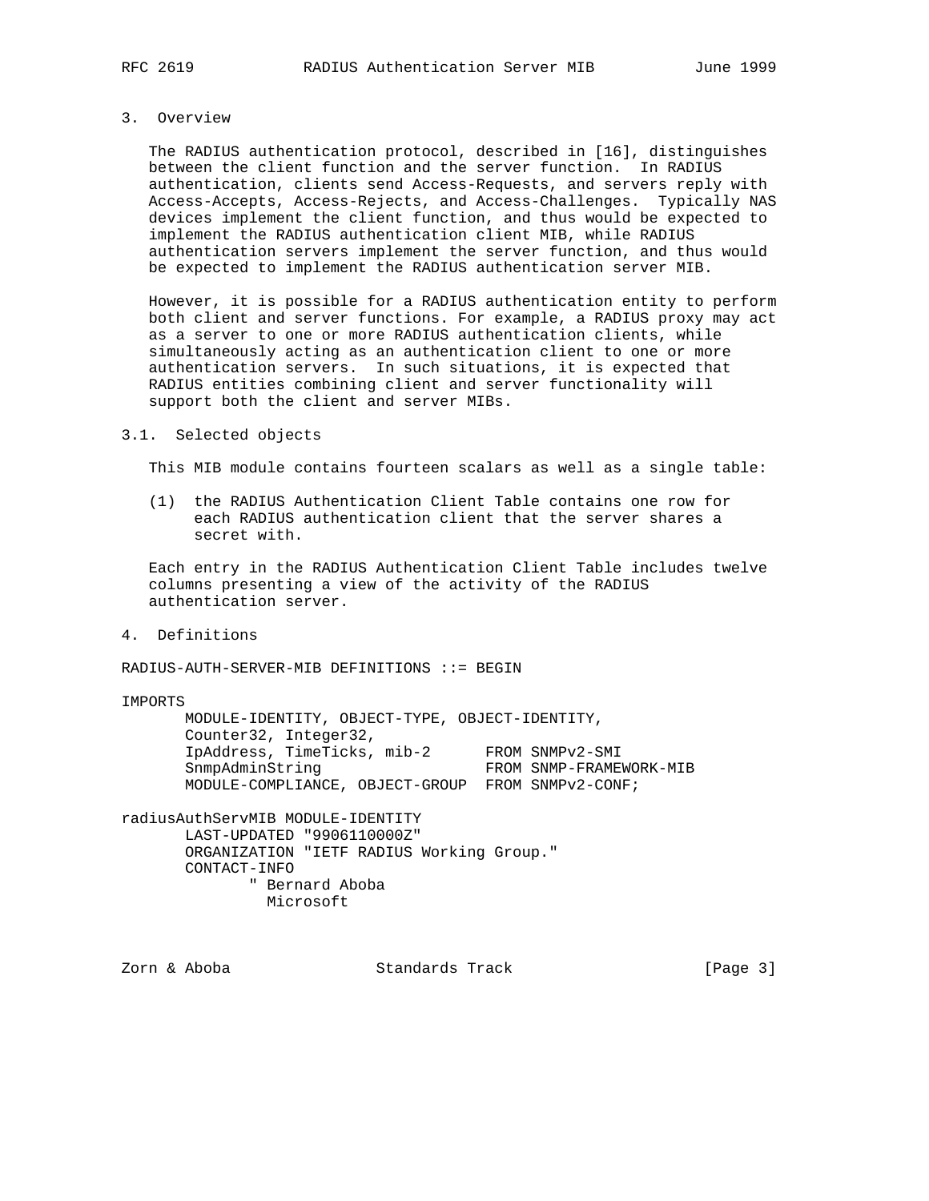## 3. Overview

The RADIUS authentication protocol, described in [16], distinguishes between the client function and the server function. In RADIUS authentication, clients send Access-Requests, and servers reply with Access-Accepts, Access-Rejects, and Access-Challenges. Typically NAS devices implement the client function, and thus would be expected to implement the RADIUS authentication client MIB, while RADIUS authentication servers implement the server function, and thus would be expected to implement the RADIUS authentication server MIB.

However, it is possible for a RADIUS authentication entity to perform both client and server functions. For example, a RADIUS proxy may act as a server to one or more RADIUS authentication clients, while simultaneously acting as an authentication client to one or more authentication servers. In such situations, it is expected that RADIUS entities combining client and server functionality will support both the client and server MIBs.

### 3.1. Selected objects

This MIB module contains fourteen scalars as well as a single table:

(1) the RADIUS Authentication Client Table contains one row for each RADIUS authentication client that the server shares a secret with.

Each entry in the RADIUS Authentication Client Table includes twelve columns presenting a view of the activity of the RADIUS authentication server.

## 4. Definitions

```
RADIUS-AUTH-SERVER-MIB DEFINITIONS ::= BEGIN

IMPORTS
       MODULE-IDENTITY, OBJECT-TYPE, OBJECT-IDENTITY,
       Counter32, Integer32,
       IpAddress, TimeTicks, mib-2      FROM SNMPv2-SMI
       SnmpAdminString                  FROM SNMP-FRAMEWORK-MIB
       MODULE-COMPLIANCE, OBJECT-GROUP  FROM SNMPv2-CONF;

radiusAuthServMIB MODULE-IDENTITY
       LAST-UPDATED "9906110000Z"
       ORGANIZATION "IETF RADIUS Working Group."
       CONTACT-INFO
              " Bernard Aboba
                Microsoft
```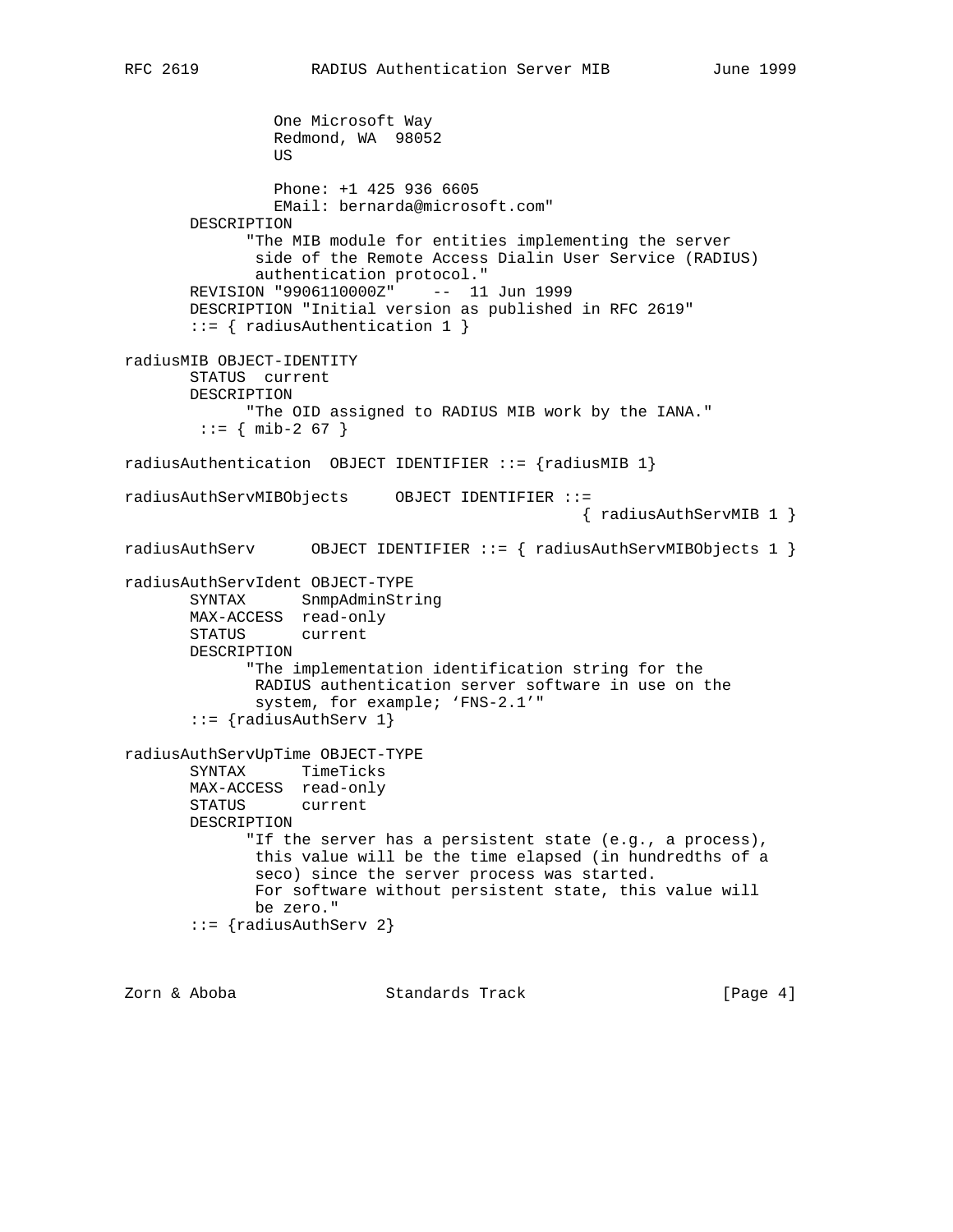```
                One Microsoft Way
                Redmond, WA  98052
                US

                Phone: +1 425 936 6605
                EMail: bernarda@microsoft.com"
       DESCRIPTION
             "The MIB module for entities implementing the server
              side of the Remote Access Dialin User Service (RADIUS)
              authentication protocol."
       REVISION "9906110000Z"    --  11 Jun 1999
       DESCRIPTION "Initial version as published in RFC 2619"
       ::= { radiusAuthentication 1 }

radiusMIB OBJECT-IDENTITY
       STATUS  current
       DESCRIPTION
             "The OID assigned to RADIUS MIB work by the IANA."
        ::= { mib-2 67 }

radiusAuthentication  OBJECT IDENTIFIER ::= {radiusMIB 1}

radiusAuthServMIBObjects     OBJECT IDENTIFIER ::=
                                                { radiusAuthServMIB 1 }

radiusAuthServ      OBJECT IDENTIFIER ::= { radiusAuthServMIBObjects 1 }

radiusAuthServIdent OBJECT-TYPE
       SYNTAX      SnmpAdminString
       MAX-ACCESS  read-only
       STATUS      current
       DESCRIPTION
             "The implementation identification string for the
              RADIUS authentication server software in use on the
              system, for example; ‘FNS-2.1’"
       ::= {radiusAuthServ 1}

radiusAuthServUpTime OBJECT-TYPE
       SYNTAX      TimeTicks
       MAX-ACCESS  read-only
       STATUS      current
       DESCRIPTION
             "If the server has a persistent state (e.g., a process),
              this value will be the time elapsed (in hundredths of a
              seco) since the server process was started.
              For software without persistent state, this value will
              be zero."
       ::= {radiusAuthServ 2}
```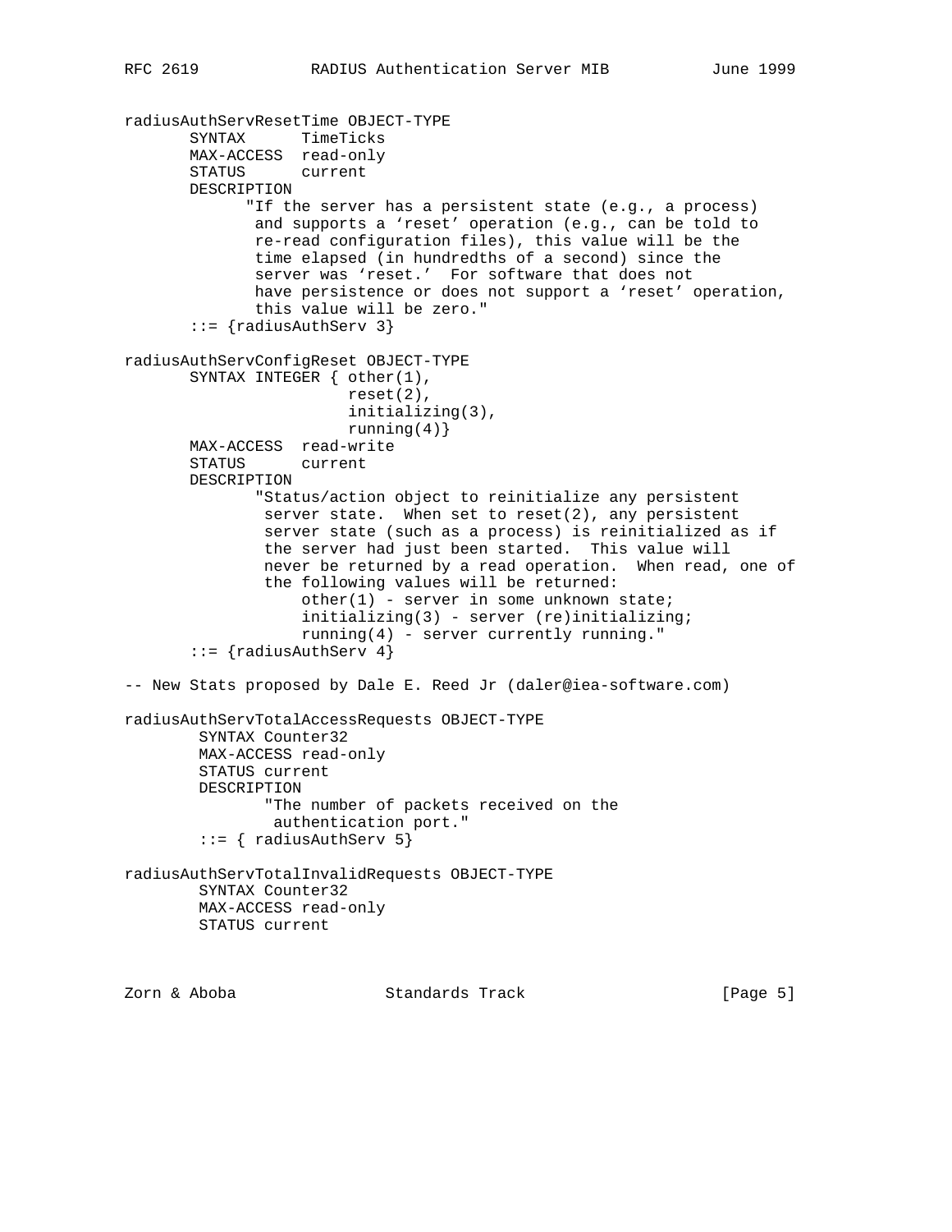```
radiusAuthServResetTime OBJECT-TYPE
       SYNTAX      TimeTicks
       MAX-ACCESS  read-only
       STATUS      current
       DESCRIPTION
             "If the server has a persistent state (e.g., a process)
              and supports a ‘reset’ operation (e.g., can be told to
              re-read configuration files), this value will be the
              time elapsed (in hundredths of a second) since the
              server was ‘reset.’  For software that does not
              have persistence or does not support a ‘reset’ operation,
              this value will be zero."
       ::= {radiusAuthServ 3}

radiusAuthServConfigReset OBJECT-TYPE
       SYNTAX INTEGER { other(1),
                        reset(2),
                        initializing(3),
                        running(4)}
       MAX-ACCESS  read-write
       STATUS      current
       DESCRIPTION
              "Status/action object to reinitialize any persistent
               server state.  When set to reset(2), any persistent
               server state (such as a process) is reinitialized as if
               the server had just been started.  This value will
               never be returned by a read operation.  When read, one of
               the following values will be returned:
                   other(1) - server in some unknown state;
                   initializing(3) - server (re)initializing;
                   running(4) - server currently running."
       ::= {radiusAuthServ 4}

-- New Stats proposed by Dale E. Reed Jr (daler@iea-software.com)

radiusAuthServTotalAccessRequests OBJECT-TYPE
        SYNTAX Counter32
        MAX-ACCESS read-only
        STATUS current
        DESCRIPTION
              "The number of packets received on the
               authentication port."
        ::= { radiusAuthServ 5}

radiusAuthServTotalInvalidRequests OBJECT-TYPE
        SYNTAX Counter32
        MAX-ACCESS read-only
        STATUS current
```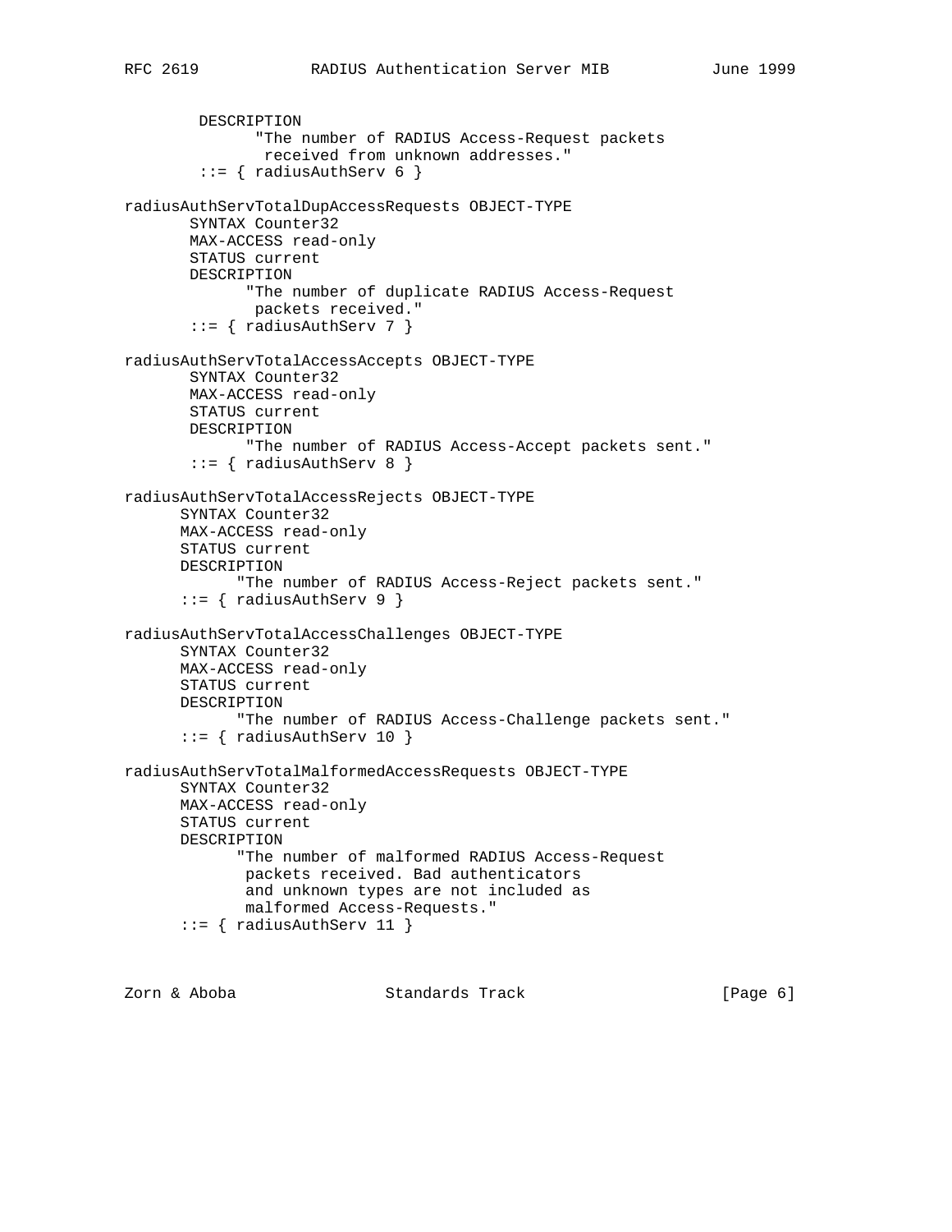```
        DESCRIPTION
              "The number of RADIUS Access-Request packets
               received from unknown addresses."
        ::= { radiusAuthServ 6 }

radiusAuthServTotalDupAccessRequests OBJECT-TYPE
       SYNTAX Counter32
       MAX-ACCESS read-only
       STATUS current
       DESCRIPTION
             "The number of duplicate RADIUS Access-Request
              packets received."
       ::= { radiusAuthServ 7 }

radiusAuthServTotalAccessAccepts OBJECT-TYPE
       SYNTAX Counter32
       MAX-ACCESS read-only
       STATUS current
       DESCRIPTION
             "The number of RADIUS Access-Accept packets sent."
       ::= { radiusAuthServ 8 }

radiusAuthServTotalAccessRejects OBJECT-TYPE
      SYNTAX Counter32
      MAX-ACCESS read-only
      STATUS current
      DESCRIPTION
            "The number of RADIUS Access-Reject packets sent."
      ::= { radiusAuthServ 9 }

radiusAuthServTotalAccessChallenges OBJECT-TYPE
      SYNTAX Counter32
      MAX-ACCESS read-only
      STATUS current
      DESCRIPTION
            "The number of RADIUS Access-Challenge packets sent."
      ::= { radiusAuthServ 10 }

radiusAuthServTotalMalformedAccessRequests OBJECT-TYPE
      SYNTAX Counter32
      MAX-ACCESS read-only
      STATUS current
      DESCRIPTION
            "The number of malformed RADIUS Access-Request
             packets received. Bad authenticators
             and unknown types are not included as
             malformed Access-Requests."
      ::= { radiusAuthServ 11 }
```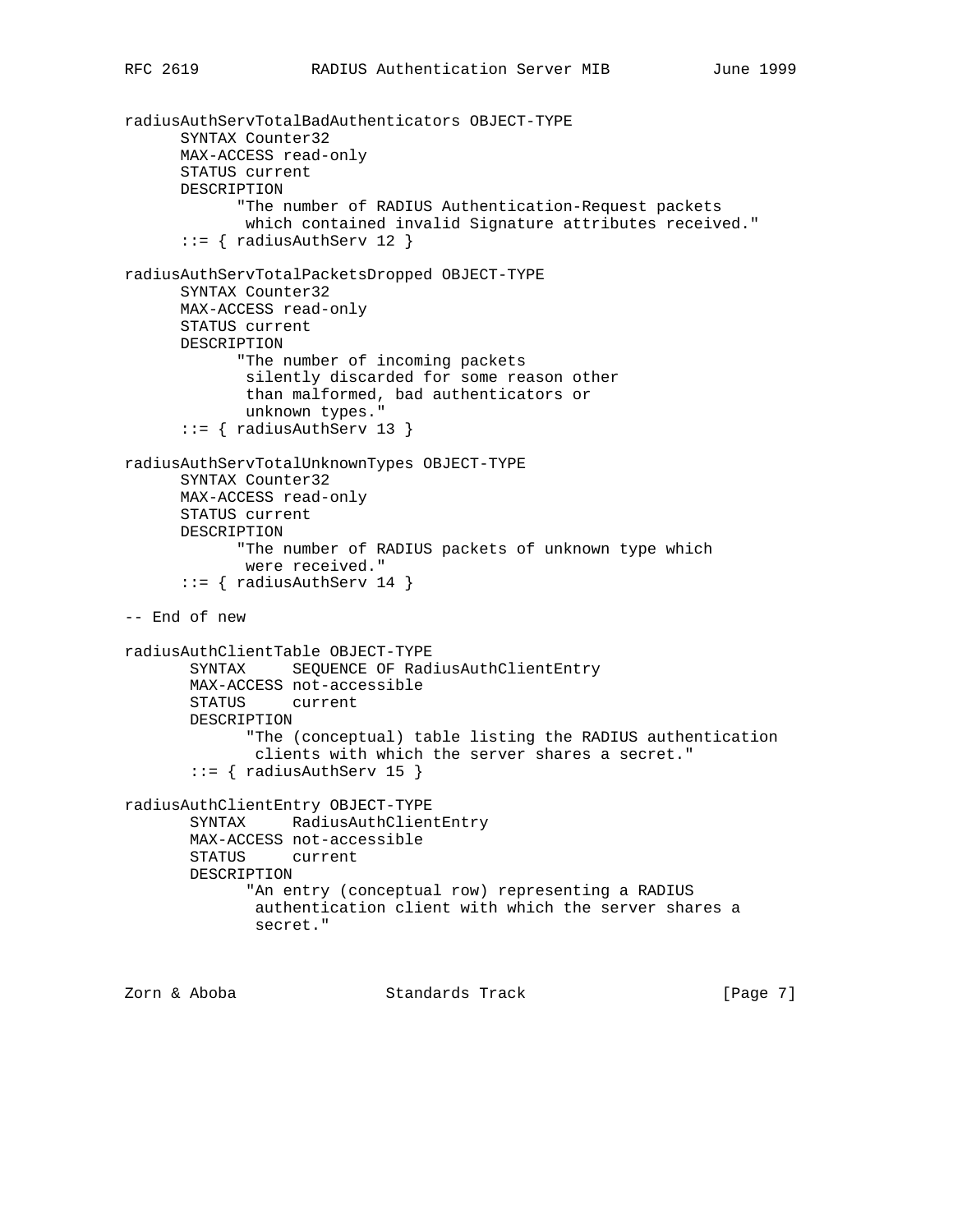```
radiusAuthServTotalBadAuthenticators OBJECT-TYPE
      SYNTAX Counter32
      MAX-ACCESS read-only
      STATUS current
      DESCRIPTION
            "The number of RADIUS Authentication-Request packets
             which contained invalid Signature attributes received."
      ::= { radiusAuthServ 12 }

radiusAuthServTotalPacketsDropped OBJECT-TYPE
      SYNTAX Counter32
      MAX-ACCESS read-only
      STATUS current
      DESCRIPTION
            "The number of incoming packets
             silently discarded for some reason other
             than malformed, bad authenticators or
             unknown types."
      ::= { radiusAuthServ 13 }

radiusAuthServTotalUnknownTypes OBJECT-TYPE
      SYNTAX Counter32
      MAX-ACCESS read-only
      STATUS current
      DESCRIPTION
            "The number of RADIUS packets of unknown type which
             were received."
      ::= { radiusAuthServ 14 }

-- End of new

radiusAuthClientTable OBJECT-TYPE
       SYNTAX     SEQUENCE OF RadiusAuthClientEntry
       MAX-ACCESS not-accessible
       STATUS     current
       DESCRIPTION
             "The (conceptual) table listing the RADIUS authentication
              clients with which the server shares a secret."
       ::= { radiusAuthServ 15 }

radiusAuthClientEntry OBJECT-TYPE
       SYNTAX     RadiusAuthClientEntry
       MAX-ACCESS not-accessible
       STATUS     current
       DESCRIPTION
             "An entry (conceptual row) representing a RADIUS
              authentication client with which the server shares a
              secret."
```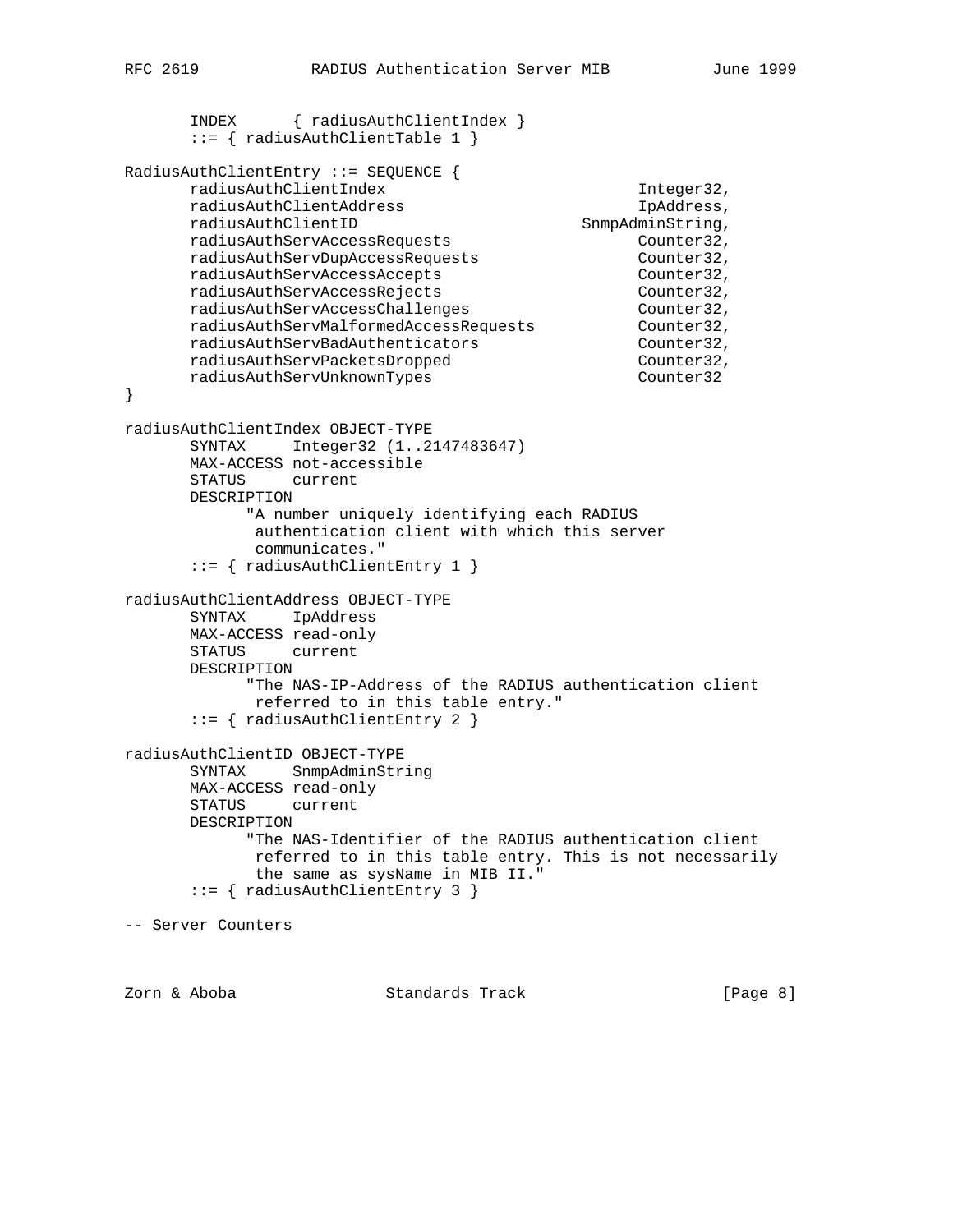```
       INDEX      { radiusAuthClientIndex }
       ::= { radiusAuthClientTable 1 }

RadiusAuthClientEntry ::= SEQUENCE {
       radiusAuthClientIndex                           Integer32,
       radiusAuthClientAddress                         IpAddress,
       radiusAuthClientID                        SnmpAdminString,
       radiusAuthServAccessRequests                    Counter32,
       radiusAuthServDupAccessRequests                 Counter32,
       radiusAuthServAccessAccepts                     Counter32,
       radiusAuthServAccessRejects                     Counter32,
       radiusAuthServAccessChallenges                  Counter32,
       radiusAuthServMalformedAccessRequests           Counter32,
       radiusAuthServBadAuthenticators                 Counter32,
       radiusAuthServPacketsDropped                    Counter32,
       radiusAuthServUnknownTypes                      Counter32
}

radiusAuthClientIndex OBJECT-TYPE
       SYNTAX     Integer32 (1..2147483647)
       MAX-ACCESS not-accessible
       STATUS     current
       DESCRIPTION
             "A number uniquely identifying each RADIUS
              authentication client with which this server
              communicates."
       ::= { radiusAuthClientEntry 1 }

radiusAuthClientAddress OBJECT-TYPE
       SYNTAX     IpAddress
       MAX-ACCESS read-only
       STATUS     current
       DESCRIPTION
             "The NAS-IP-Address of the RADIUS authentication client
              referred to in this table entry."
       ::= { radiusAuthClientEntry 2 }

radiusAuthClientID OBJECT-TYPE
       SYNTAX     SnmpAdminString
       MAX-ACCESS read-only
       STATUS     current
       DESCRIPTION
             "The NAS-Identifier of the RADIUS authentication client
              referred to in this table entry. This is not necessarily
              the same as sysName in MIB II."
       ::= { radiusAuthClientEntry 3 }

-- Server Counters
```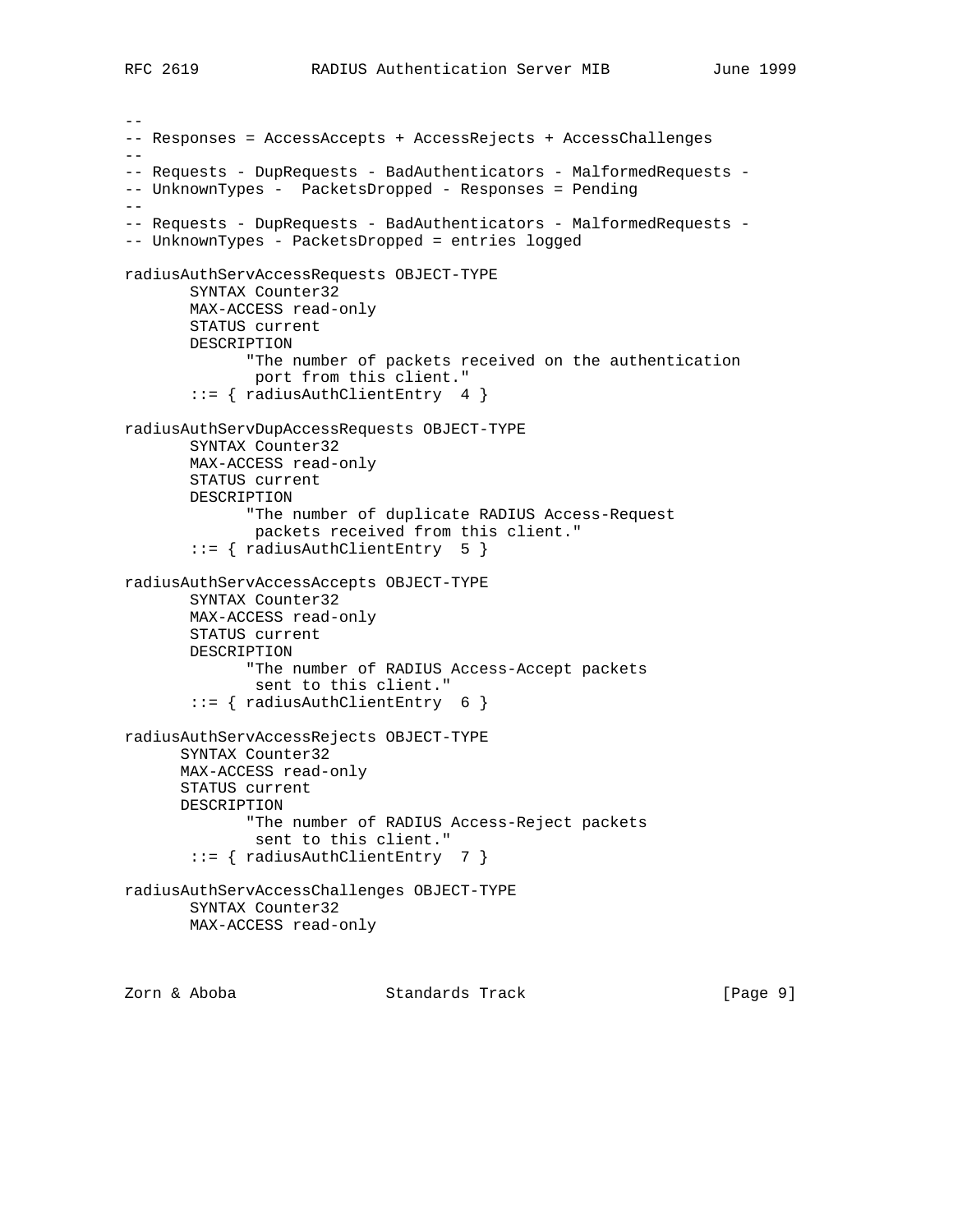```
--
-- Responses = AccessAccepts + AccessRejects + AccessChallenges
--
-- Requests - DupRequests - BadAuthenticators - MalformedRequests -
-- UnknownTypes -  PacketsDropped - Responses = Pending
--
-- Requests - DupRequests - BadAuthenticators - MalformedRequests -
-- UnknownTypes - PacketsDropped = entries logged

radiusAuthServAccessRequests OBJECT-TYPE
       SYNTAX Counter32
       MAX-ACCESS read-only
       STATUS current
       DESCRIPTION
             "The number of packets received on the authentication
              port from this client."
       ::= { radiusAuthClientEntry  4 }

radiusAuthServDupAccessRequests OBJECT-TYPE
       SYNTAX Counter32
       MAX-ACCESS read-only
       STATUS current
       DESCRIPTION
             "The number of duplicate RADIUS Access-Request
              packets received from this client."
       ::= { radiusAuthClientEntry  5 }

radiusAuthServAccessAccepts OBJECT-TYPE
       SYNTAX Counter32
       MAX-ACCESS read-only
       STATUS current
       DESCRIPTION
             "The number of RADIUS Access-Accept packets
              sent to this client."
       ::= { radiusAuthClientEntry  6 }

radiusAuthServAccessRejects OBJECT-TYPE
      SYNTAX Counter32
      MAX-ACCESS read-only
      STATUS current
      DESCRIPTION
             "The number of RADIUS Access-Reject packets
              sent to this client."
       ::= { radiusAuthClientEntry  7 }

radiusAuthServAccessChallenges OBJECT-TYPE
       SYNTAX Counter32
       MAX-ACCESS read-only
```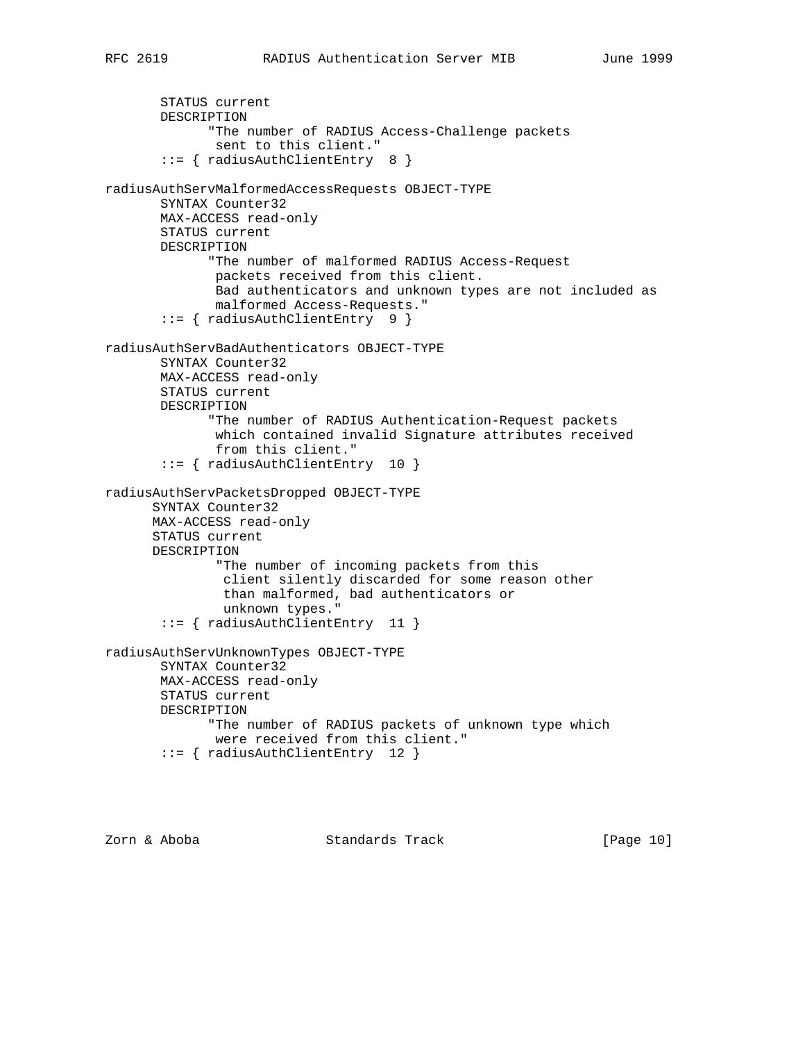```
       STATUS current
       DESCRIPTION
             "The number of RADIUS Access-Challenge packets
              sent to this client."
       ::= { radiusAuthClientEntry  8 }

radiusAuthServMalformedAccessRequests OBJECT-TYPE
       SYNTAX Counter32
       MAX-ACCESS read-only
       STATUS current
       DESCRIPTION
             "The number of malformed RADIUS Access-Request
              packets received from this client.
              Bad authenticators and unknown types are not included as
              malformed Access-Requests."
       ::= { radiusAuthClientEntry  9 }

radiusAuthServBadAuthenticators OBJECT-TYPE
       SYNTAX Counter32
       MAX-ACCESS read-only
       STATUS current
       DESCRIPTION
             "The number of RADIUS Authentication-Request packets
              which contained invalid Signature attributes received
              from this client."
       ::= { radiusAuthClientEntry  10 }

radiusAuthServPacketsDropped OBJECT-TYPE
      SYNTAX Counter32
      MAX-ACCESS read-only
      STATUS current
      DESCRIPTION
              "The number of incoming packets from this
               client silently discarded for some reason other
               than malformed, bad authenticators or
               unknown types."
       ::= { radiusAuthClientEntry  11 }

radiusAuthServUnknownTypes OBJECT-TYPE
       SYNTAX Counter32
       MAX-ACCESS read-only
       STATUS current
       DESCRIPTION
             "The number of RADIUS packets of unknown type which
              were received from this client."
       ::= { radiusAuthClientEntry  12 }
```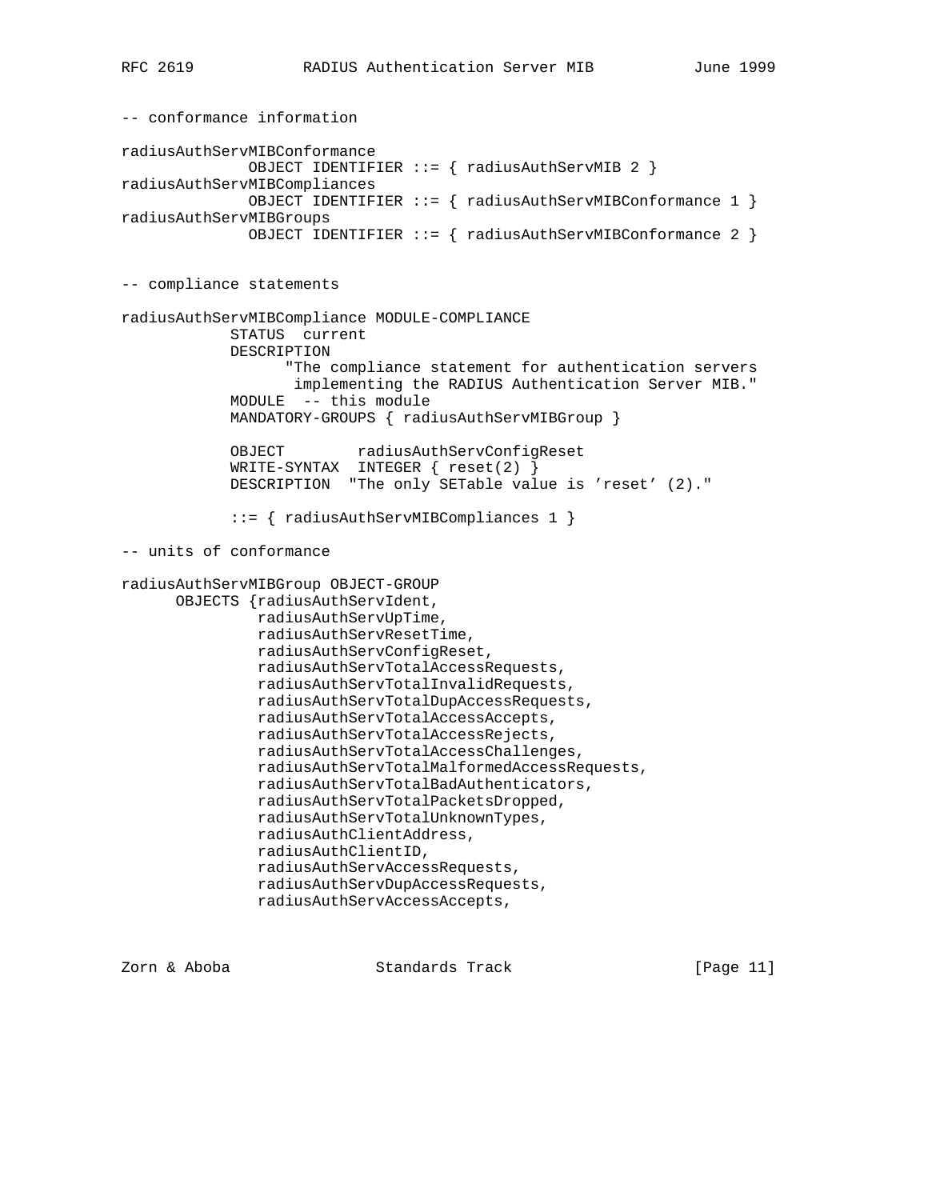```
-- conformance information

radiusAuthServMIBConformance
              OBJECT IDENTIFIER ::= { radiusAuthServMIB 2 }
radiusAuthServMIBCompliances
              OBJECT IDENTIFIER ::= { radiusAuthServMIBConformance 1 }
radiusAuthServMIBGroups
              OBJECT IDENTIFIER ::= { radiusAuthServMIBConformance 2 }


-- compliance statements

radiusAuthServMIBCompliance MODULE-COMPLIANCE
            STATUS  current
            DESCRIPTION
                  "The compliance statement for authentication servers
                   implementing the RADIUS Authentication Server MIB."
            MODULE  -- this module
            MANDATORY-GROUPS { radiusAuthServMIBGroup }

            OBJECT        radiusAuthServConfigReset
            WRITE-SYNTAX  INTEGER { reset(2) }
            DESCRIPTION  "The only SETable value is 'reset' (2)."

            ::= { radiusAuthServMIBCompliances 1 }

-- units of conformance

radiusAuthServMIBGroup OBJECT-GROUP
      OBJECTS {radiusAuthServIdent,
               radiusAuthServUpTime,
               radiusAuthServResetTime,
               radiusAuthServConfigReset,
               radiusAuthServTotalAccessRequests,
               radiusAuthServTotalInvalidRequests,
               radiusAuthServTotalDupAccessRequests,
               radiusAuthServTotalAccessAccepts,
               radiusAuthServTotalAccessRejects,
               radiusAuthServTotalAccessChallenges,
               radiusAuthServTotalMalformedAccessRequests,
               radiusAuthServTotalBadAuthenticators,
               radiusAuthServTotalPacketsDropped,
               radiusAuthServTotalUnknownTypes,
               radiusAuthClientAddress,
               radiusAuthClientID,
               radiusAuthServAccessRequests,
               radiusAuthServDupAccessRequests,
               radiusAuthServAccessAccepts,
```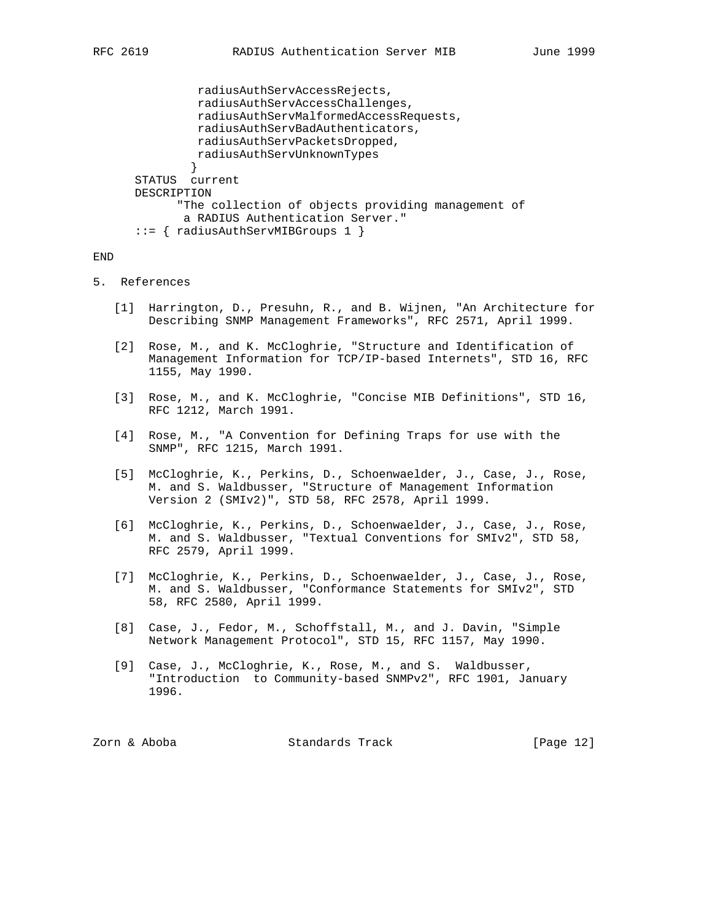```
               radiusAuthServAccessRejects,
               radiusAuthServAccessChallenges,
               radiusAuthServMalformedAccessRequests,
               radiusAuthServBadAuthenticators,
               radiusAuthServPacketsDropped,
               radiusAuthServUnknownTypes
              }
      STATUS  current
      DESCRIPTION
            "The collection of objects providing management of
             a RADIUS Authentication Server."
      ::= { radiusAuthServMIBGroups 1 }

END
```

## 5. References

[1] Harrington, D., Presuhn, R., and B. Wijnen, "An Architecture for Describing SNMP Management Frameworks", RFC 2571, April 1999.

[2] Rose, M., and K. McCloghrie, "Structure and Identification of Management Information for TCP/IP-based Internets", STD 16, RFC 1155, May 1990.

[3] Rose, M., and K. McCloghrie, "Concise MIB Definitions", STD 16, RFC 1212, March 1991.

[4] Rose, M., "A Convention for Defining Traps for use with the SNMP", RFC 1215, March 1991.

[5] McCloghrie, K., Perkins, D., Schoenwaelder, J., Case, J., Rose, M. and S. Waldbusser, "Structure of Management Information Version 2 (SMIv2)", STD 58, RFC 2578, April 1999.

[6] McCloghrie, K., Perkins, D., Schoenwaelder, J., Case, J., Rose, M. and S. Waldbusser, "Textual Conventions for SMIv2", STD 58, RFC 2579, April 1999.

[7] McCloghrie, K., Perkins, D., Schoenwaelder, J., Case, J., Rose, M. and S. Waldbusser, "Conformance Statements for SMIv2", STD 58, RFC 2580, April 1999.

[8] Case, J., Fedor, M., Schoffstall, M., and J. Davin, "Simple Network Management Protocol", STD 15, RFC 1157, May 1990.

[9] Case, J., McCloghrie, K., Rose, M., and S. Waldbusser, "Introduction to Community-based SNMPv2", RFC 1901, January 1996.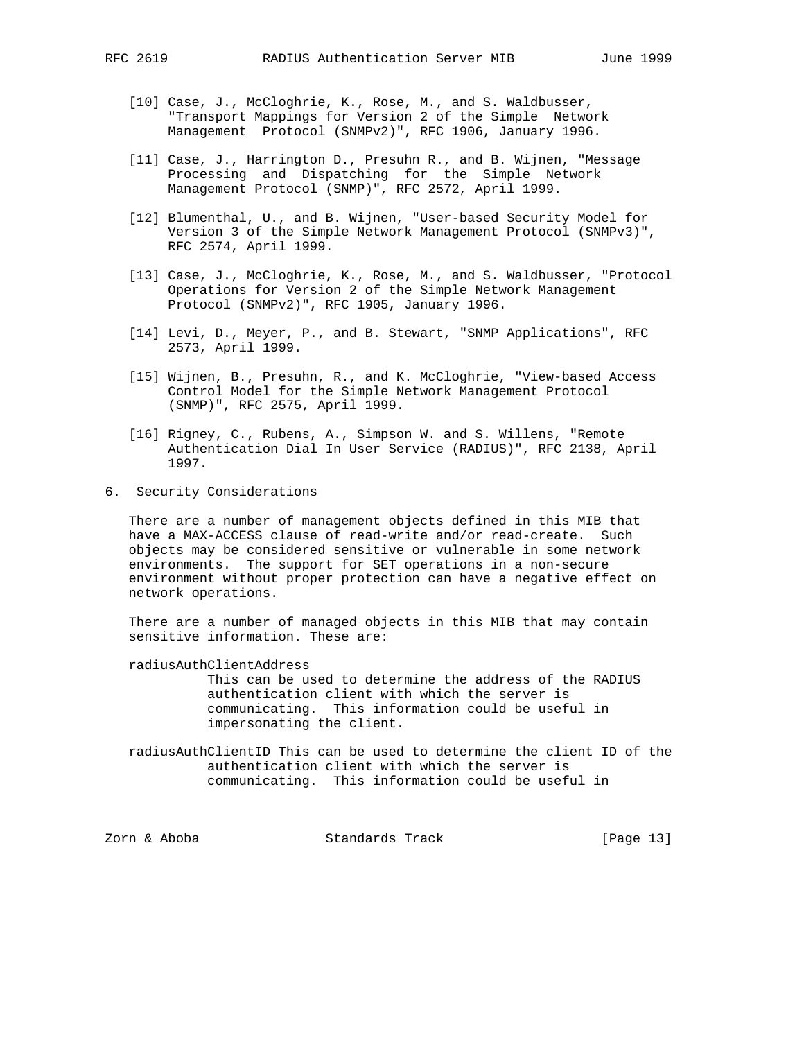[10] Case, J., McCloghrie, K., Rose, M., and S. Waldbusser, "Transport Mappings for Version 2 of the Simple Network Management Protocol (SNMPv2)", RFC 1906, January 1996.

[11] Case, J., Harrington D., Presuhn R., and B. Wijnen, "Message Processing and Dispatching for the Simple Network Management Protocol (SNMP)", RFC 2572, April 1999.

[12] Blumenthal, U., and B. Wijnen, "User-based Security Model for Version 3 of the Simple Network Management Protocol (SNMPv3)", RFC 2574, April 1999.

[13] Case, J., McCloghrie, K., Rose, M., and S. Waldbusser, "Protocol Operations for Version 2 of the Simple Network Management Protocol (SNMPv2)", RFC 1905, January 1996.

[14] Levi, D., Meyer, P., and B. Stewart, "SNMP Applications", RFC 2573, April 1999.

[15] Wijnen, B., Presuhn, R., and K. McCloghrie, "View-based Access Control Model for the Simple Network Management Protocol (SNMP)", RFC 2575, April 1999.

[16] Rigney, C., Rubens, A., Simpson W. and S. Willens, "Remote Authentication Dial In User Service (RADIUS)", RFC 2138, April 1997.

## 6. Security Considerations

There are a number of management objects defined in this MIB that have a MAX-ACCESS clause of read-write and/or read-create. Such objects may be considered sensitive or vulnerable in some network environments. The support for SET operations in a non-secure environment without proper protection can have a negative effect on network operations.

There are a number of managed objects in this MIB that may contain sensitive information. These are:

radiusAuthClientAddress
: This can be used to determine the address of the RADIUS authentication client with which the server is communicating. This information could be useful in impersonating the client.

radiusAuthClientID
: This can be used to determine the client ID of the authentication client with which the server is communicating. This information could be useful in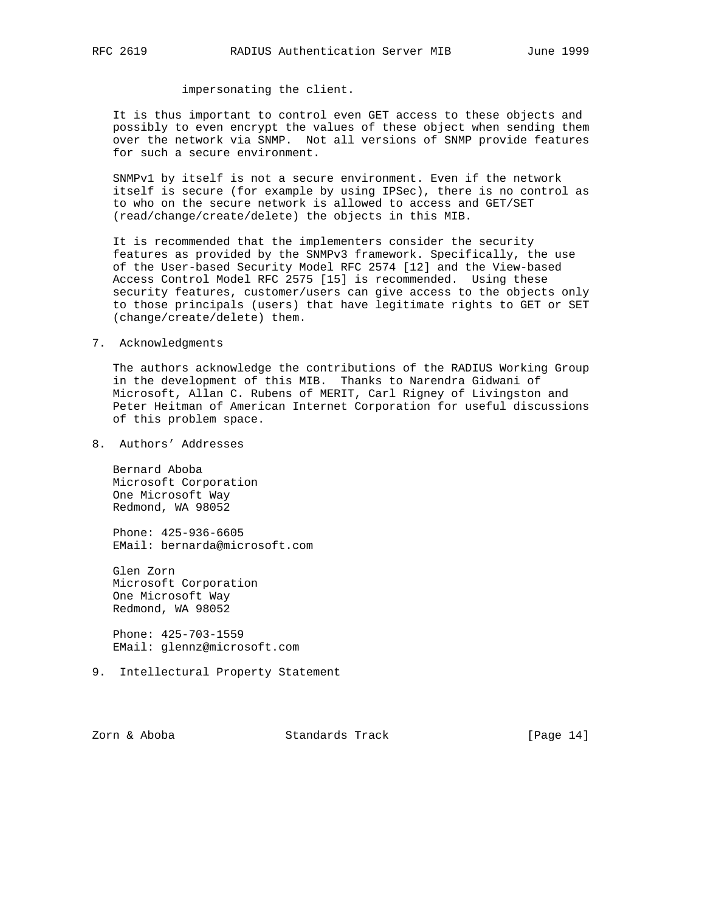impersonating the client.

It is thus important to control even GET access to these objects and possibly to even encrypt the values of these object when sending them over the network via SNMP. Not all versions of SNMP provide features for such a secure environment.

SNMPv1 by itself is not a secure environment. Even if the network itself is secure (for example by using IPSec), there is no control as to who on the secure network is allowed to access and GET/SET (read/change/create/delete) the objects in this MIB.

It is recommended that the implementers consider the security features as provided by the SNMPv3 framework. Specifically, the use of the User-based Security Model RFC 2574 [12] and the View-based Access Control Model RFC 2575 [15] is recommended. Using these security features, customer/users can give access to the objects only to those principals (users) that have legitimate rights to GET or SET (change/create/delete) them.

## 7. Acknowledgments

The authors acknowledge the contributions of the RADIUS Working Group in the development of this MIB. Thanks to Narendra Gidwani of Microsoft, Allan C. Rubens of MERIT, Carl Rigney of Livingston and Peter Heitman of American Internet Corporation for useful discussions of this problem space.

## 8. Authors' Addresses

Bernard Aboba
Microsoft Corporation
One Microsoft Way
Redmond, WA 98052

Phone: 425-936-6605
EMail: bernarda@microsoft.com

Glen Zorn
Microsoft Corporation
One Microsoft Way
Redmond, WA 98052

Phone: 425-703-1559
EMail: glennz@microsoft.com

## 9. Intellectural Property Statement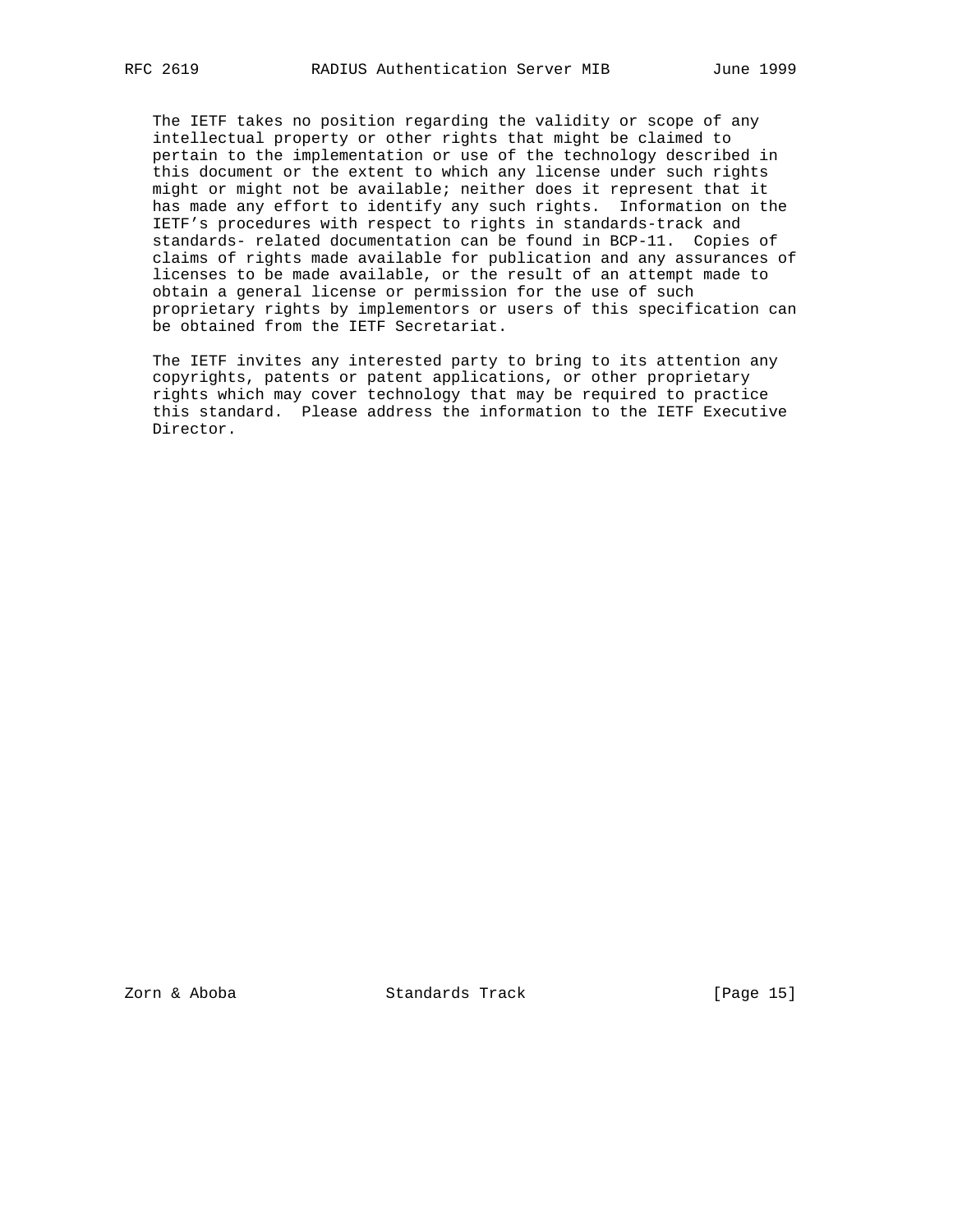The IETF takes no position regarding the validity or scope of any intellectual property or other rights that might be claimed to pertain to the implementation or use of the technology described in this document or the extent to which any license under such rights might or might not be available; neither does it represent that it has made any effort to identify any such rights. Information on the IETF's procedures with respect to rights in standards-track and standards- related documentation can be found in BCP-11. Copies of claims of rights made available for publication and any assurances of licenses to be made available, or the result of an attempt made to obtain a general license or permission for the use of such proprietary rights by implementors or users of this specification can be obtained from the IETF Secretariat.

The IETF invites any interested party to bring to its attention any copyrights, patents or patent applications, or other proprietary rights which may cover technology that may be required to practice this standard. Please address the information to the IETF Executive Director.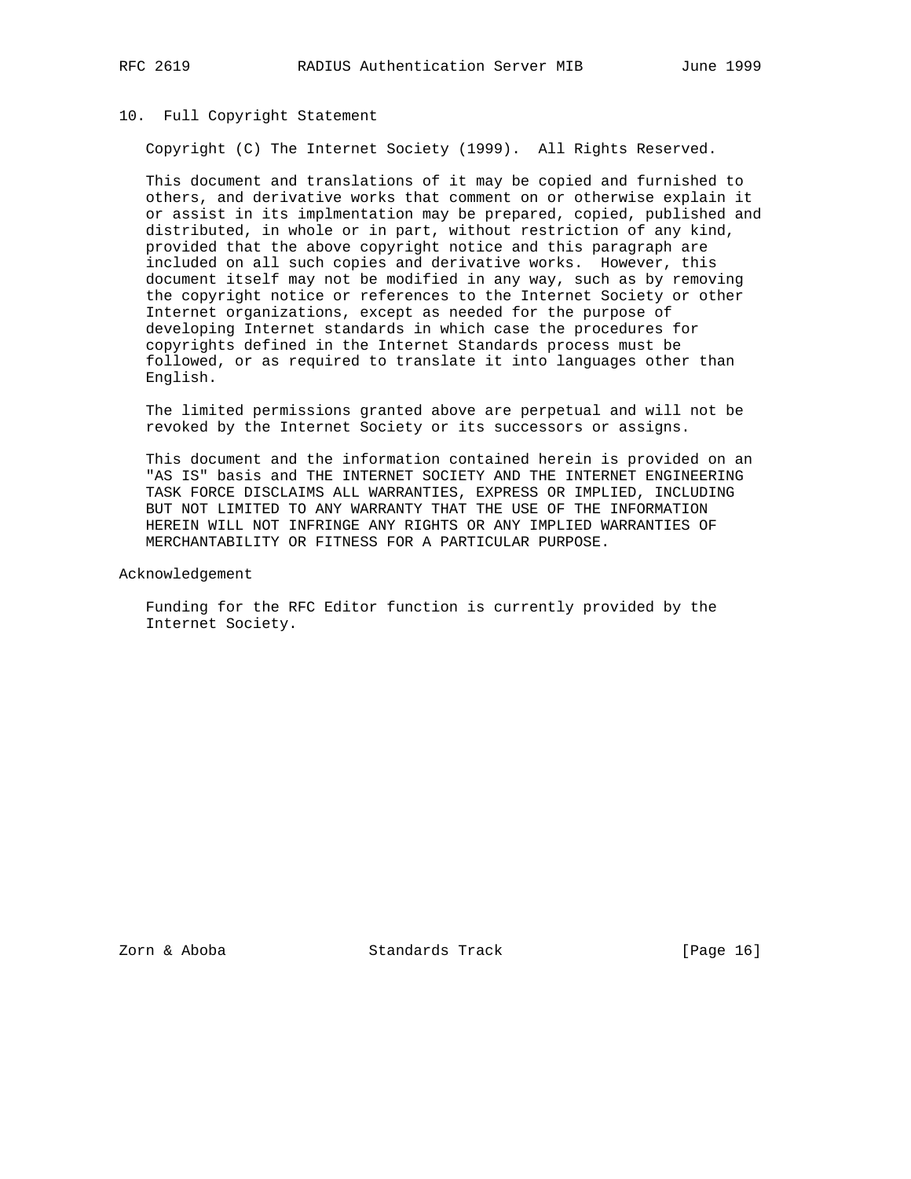## 10. Full Copyright Statement

Copyright (C) The Internet Society (1999). All Rights Reserved.

This document and translations of it may be copied and furnished to others, and derivative works that comment on or otherwise explain it or assist in its implmentation may be prepared, copied, published and distributed, in whole or in part, without restriction of any kind, provided that the above copyright notice and this paragraph are included on all such copies and derivative works. However, this document itself may not be modified in any way, such as by removing the copyright notice or references to the Internet Society or other Internet organizations, except as needed for the purpose of developing Internet standards in which case the procedures for copyrights defined in the Internet Standards process must be followed, or as required to translate it into languages other than English.

The limited permissions granted above are perpetual and will not be revoked by the Internet Society or its successors or assigns.

This document and the information contained herein is provided on an "AS IS" basis and THE INTERNET SOCIETY AND THE INTERNET ENGINEERING TASK FORCE DISCLAIMS ALL WARRANTIES, EXPRESS OR IMPLIED, INCLUDING BUT NOT LIMITED TO ANY WARRANTY THAT THE USE OF THE INFORMATION HEREIN WILL NOT INFRINGE ANY RIGHTS OR ANY IMPLIED WARRANTIES OF MERCHANTABILITY OR FITNESS FOR A PARTICULAR PURPOSE.

## Acknowledgement

Funding for the RFC Editor function is currently provided by the Internet Society.